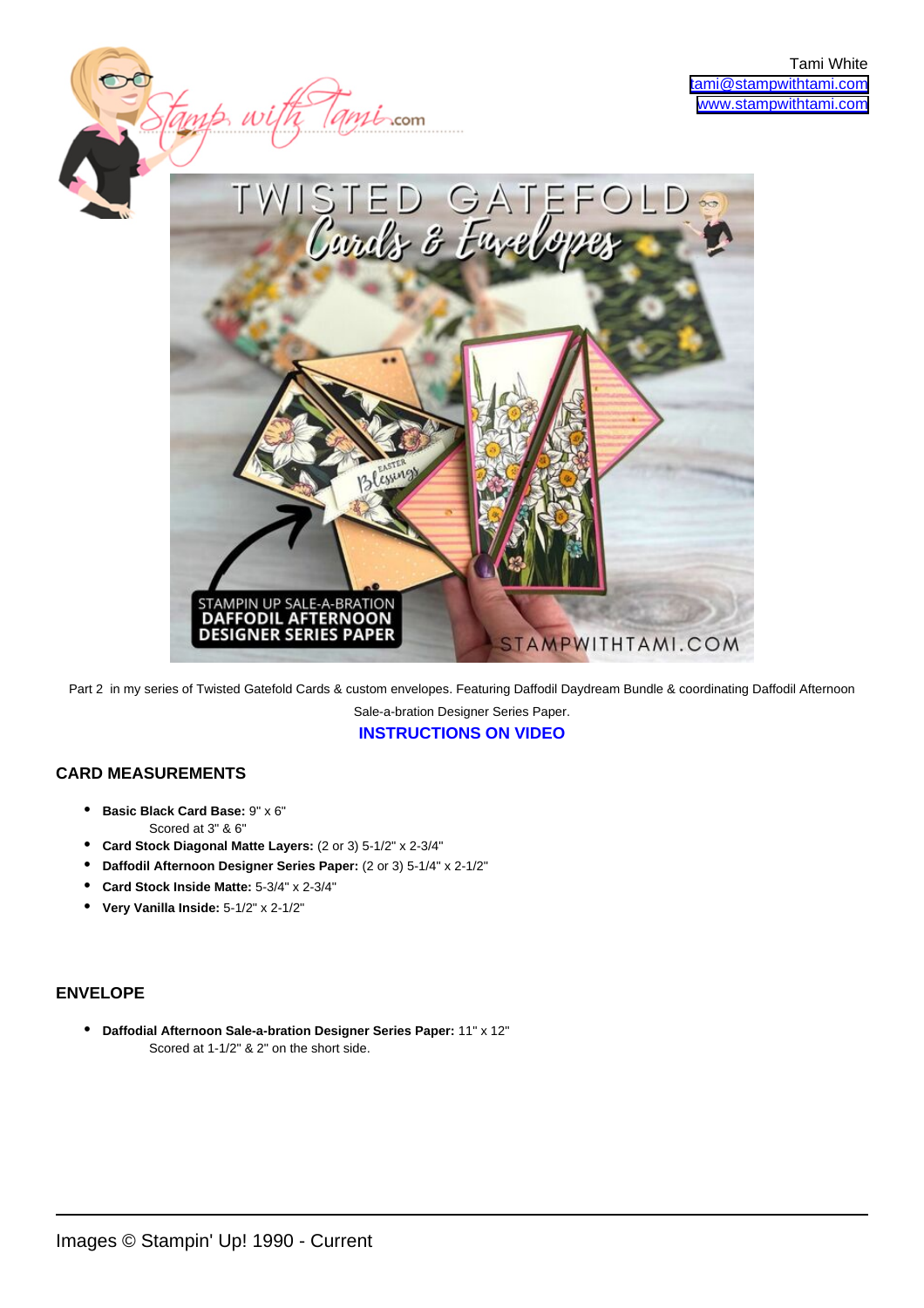Tami White
tami@stampwithtami.com
www.stampwithtami.com

Part 2 in my series of Twisted Gatefold Cards & custom envelopes. Featuring Daffodil Daydream Bundle & coordinating Daffodil Afternoon Sale-a-bration Designer Series Paper.

**INSTRUCTIONS ON VIDEO**

## CARD MEASUREMENTS

- **Basic Black Card Base:** 9" x 6"
  Scored at 3" & 6"
- **Card Stock Diagonal Matte Layers:** (2 or 3) 5-1/2" x 2-3/4"
- **Daffodil Afternoon Designer Series Paper:** (2 or 3) 5-1/4" x 2-1/2"
- **Card Stock Inside Matte:** 5-3/4" x 2-3/4"
- **Very Vanilla Inside:** 5-1/2" x 2-1/2"

## ENVELOPE

- **Daffodial Afternoon Sale-a-bration Designer Series Paper:** 11" x 12"
  Scored at 1-1/2" & 2" on the short side.

Images © Stampin' Up! 1990 - Current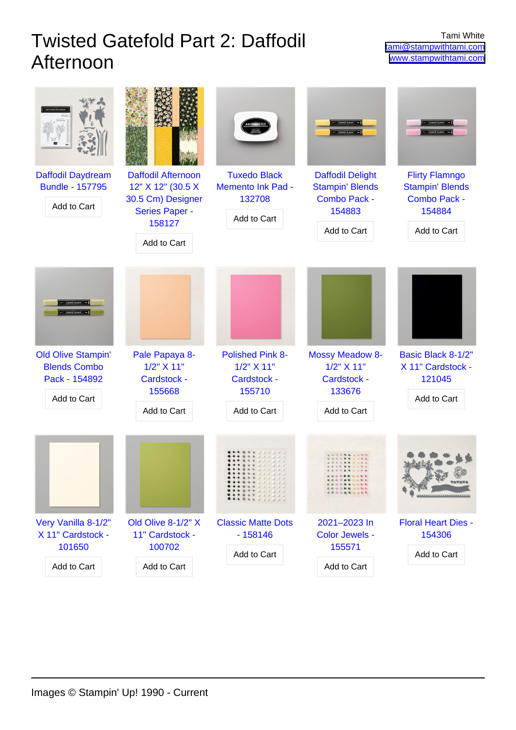# Twisted Gatefold Part 2: Daffodil Afternoon

Tami White
tami@stampwithtami.com
www.stampwithtami.com

Daffodil Daydream Bundle - 157795

Add to Cart

Daffodil Afternoon 12" X 12" (30.5 X 30.5 Cm) Designer Series Paper - 158127

Add to Cart

Tuxedo Black Memento Ink Pad - 132708

Add to Cart

Daffodil Delight Stampin' Blends Combo Pack - 154883

Add to Cart

Flirty Flamngo Stampin' Blends Combo Pack - 154884

Add to Cart

Old Olive Stampin' Blends Combo Pack - 154892

Add to Cart

Pale Papaya 8-1/2" X 11" Cardstock - 155668

Add to Cart

Polished Pink 8-1/2" X 11" Cardstock - 155710

Add to Cart

Mossy Meadow 8-1/2" X 11" Cardstock - 133676

Add to Cart

Basic Black 8-1/2" X 11" Cardstock - 121045

Add to Cart

Very Vanilla 8-1/2" X 11" Cardstock - 101650

Add to Cart

Old Olive 8-1/2" X 11" Cardstock - 100702

Add to Cart

Classic Matte Dots - 158146

Add to Cart

2021–2023 In Color Jewels - 155571

Add to Cart

Floral Heart Dies - 154306

Add to Cart

Images © Stampin' Up! 1990 - Current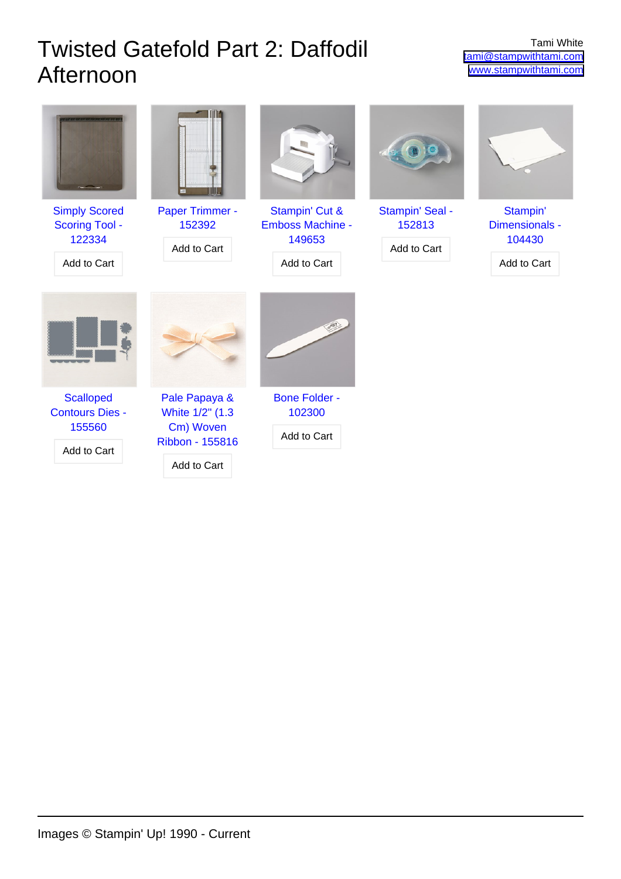# Twisted Gatefold Part 2: Daffodil Afternoon

Tami White
tami@stampwithtami.com
www.stampwithtami.com

Simply Scored Scoring Tool - 122334

Add to Cart

Paper Trimmer - 152392

Add to Cart

Stampin' Cut & Emboss Machine - 149653

Add to Cart

Stampin' Seal - 152813

Add to Cart

Stampin' Dimensionals - 104430

Add to Cart

Scalloped Contours Dies - 155560

Add to Cart

Pale Papaya & White 1/2" (1.3 Cm) Woven Ribbon - 155816

Add to Cart

Bone Folder - 102300

Add to Cart

Images © Stampin' Up! 1990 - Current